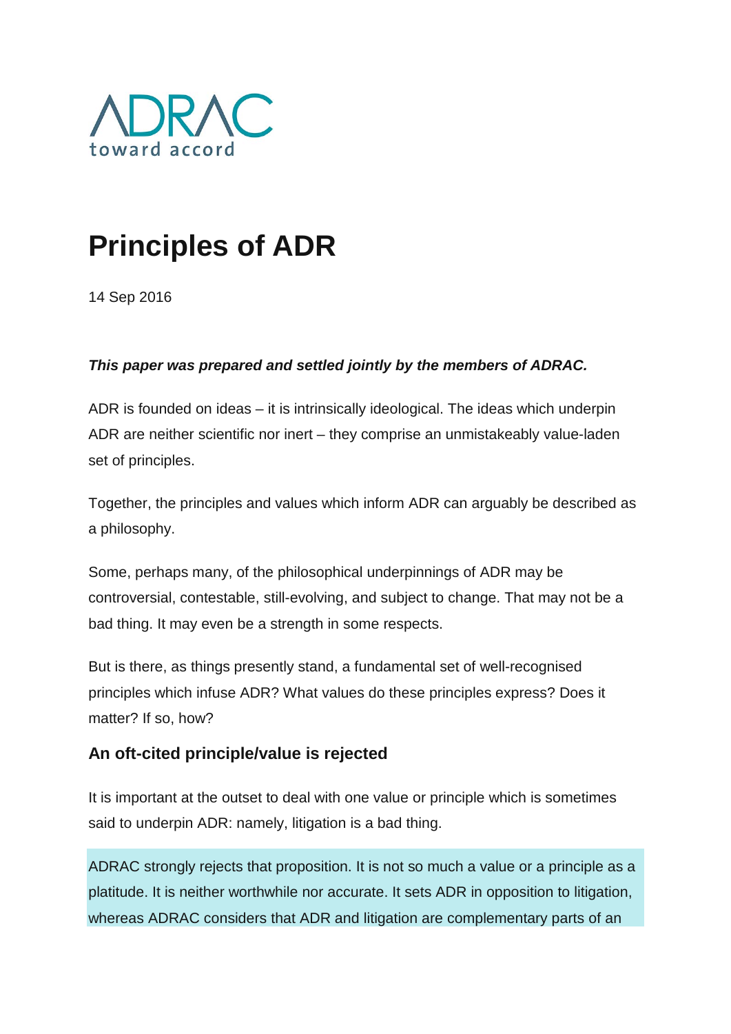ADRAC
toward accord

# Principles of ADR

14 Sep 2016

***This paper was prepared and settled jointly by the members of ADRAC.***

ADR is founded on ideas – it is intrinsically ideological. The ideas which underpin ADR are neither scientific nor inert – they comprise an unmistakeably value-laden set of principles.

Together, the principles and values which inform ADR can arguably be described as a philosophy.

Some, perhaps many, of the philosophical underpinnings of ADR may be controversial, contestable, still-evolving, and subject to change. That may not be a bad thing. It may even be a strength in some respects.

But is there, as things presently stand, a fundamental set of well-recognised principles which infuse ADR? What values do these principles express? Does it matter? If so, how?

## An oft-cited principle/value is rejected

It is important at the outset to deal with one value or principle which is sometimes said to underpin ADR: namely, litigation is a bad thing.

ADRAC strongly rejects that proposition. It is not so much a value or a principle as a platitude. It is neither worthwhile nor accurate. It sets ADR in opposition to litigation, whereas ADRAC considers that ADR and litigation are complementary parts of an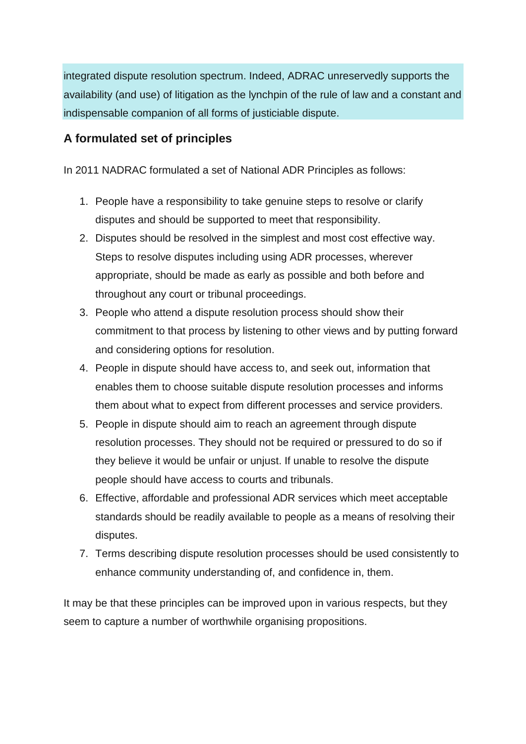integrated dispute resolution spectrum. Indeed, ADRAC unreservedly supports the availability (and use) of litigation as the lynchpin of the rule of law and a constant and indispensable companion of all forms of justiciable dispute.

### A formulated set of principles

In 2011 NADRAC formulated a set of National ADR Principles as follows:

1. People have a responsibility to take genuine steps to resolve or clarify disputes and should be supported to meet that responsibility.
2. Disputes should be resolved in the simplest and most cost effective way. Steps to resolve disputes including using ADR processes, wherever appropriate, should be made as early as possible and both before and throughout any court or tribunal proceedings.
3. People who attend a dispute resolution process should show their commitment to that process by listening to other views and by putting forward and considering options for resolution.
4. People in dispute should have access to, and seek out, information that enables them to choose suitable dispute resolution processes and informs them about what to expect from different processes and service providers.
5. People in dispute should aim to reach an agreement through dispute resolution processes. They should not be required or pressured to do so if they believe it would be unfair or unjust. If unable to resolve the dispute people should have access to courts and tribunals.
6. Effective, affordable and professional ADR services which meet acceptable standards should be readily available to people as a means of resolving their disputes.
7. Terms describing dispute resolution processes should be used consistently to enhance community understanding of, and confidence in, them.

It may be that these principles can be improved upon in various respects, but they seem to capture a number of worthwhile organising propositions.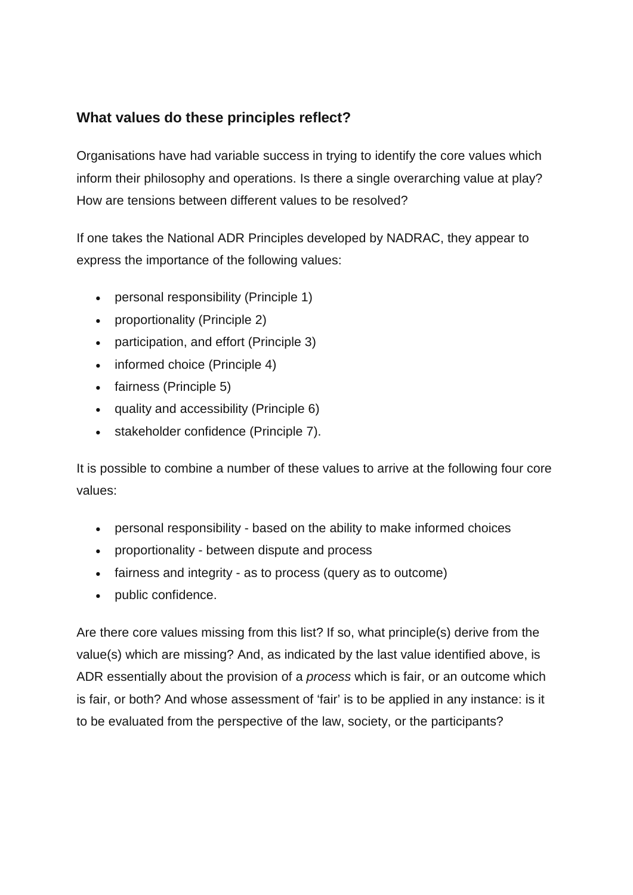### What values do these principles reflect?

Organisations have had variable success in trying to identify the core values which inform their philosophy and operations. Is there a single overarching value at play? How are tensions between different values to be resolved?

If one takes the National ADR Principles developed by NADRAC, they appear to express the importance of the following values:

- personal responsibility (Principle 1)
- proportionality (Principle 2)
- participation, and effort (Principle 3)
- informed choice (Principle 4)
- fairness (Principle 5)
- quality and accessibility (Principle 6)
- stakeholder confidence (Principle 7).

It is possible to combine a number of these values to arrive at the following four core values:

- personal responsibility - based on the ability to make informed choices
- proportionality - between dispute and process
- fairness and integrity - as to process (query as to outcome)
- public confidence.

Are there core values missing from this list? If so, what principle(s) derive from the value(s) which are missing? And, as indicated by the last value identified above, is ADR essentially about the provision of a *process* which is fair, or an outcome which is fair, or both? And whose assessment of 'fair' is to be applied in any instance: is it to be evaluated from the perspective of the law, society, or the participants?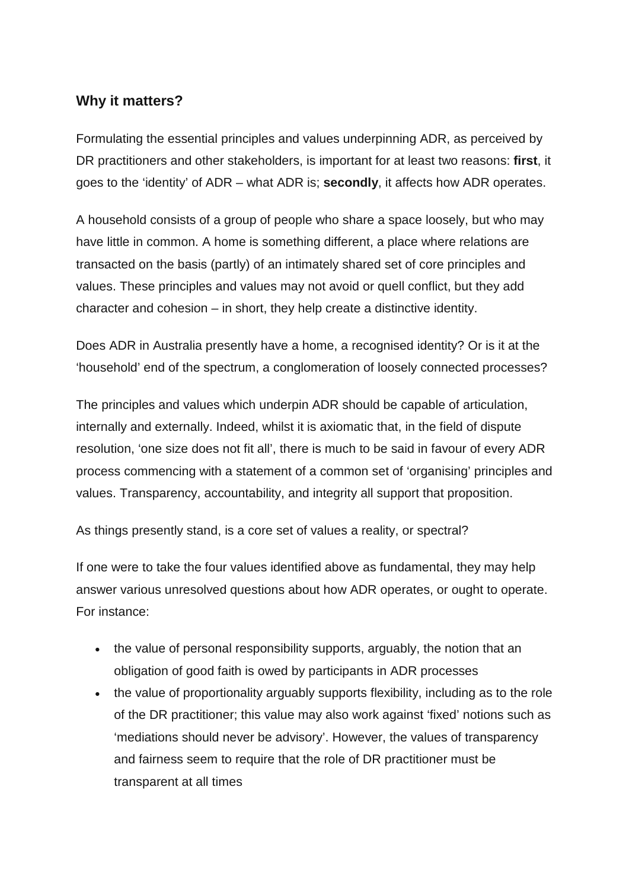## Why it matters?

Formulating the essential principles and values underpinning ADR, as perceived by DR practitioners and other stakeholders, is important for at least two reasons: **first**, it goes to the 'identity' of ADR – what ADR is; **secondly**, it affects how ADR operates.

A household consists of a group of people who share a space loosely, but who may have little in common. A home is something different, a place where relations are transacted on the basis (partly) of an intimately shared set of core principles and values. These principles and values may not avoid or quell conflict, but they add character and cohesion – in short, they help create a distinctive identity.

Does ADR in Australia presently have a home, a recognised identity? Or is it at the 'household' end of the spectrum, a conglomeration of loosely connected processes?

The principles and values which underpin ADR should be capable of articulation, internally and externally. Indeed, whilst it is axiomatic that, in the field of dispute resolution, 'one size does not fit all', there is much to be said in favour of every ADR process commencing with a statement of a common set of 'organising' principles and values. Transparency, accountability, and integrity all support that proposition.

As things presently stand, is a core set of values a reality, or spectral?

If one were to take the four values identified above as fundamental, they may help answer various unresolved questions about how ADR operates, or ought to operate. For instance:

- the value of personal responsibility supports, arguably, the notion that an obligation of good faith is owed by participants in ADR processes
- the value of proportionality arguably supports flexibility, including as to the role of the DR practitioner; this value may also work against 'fixed' notions such as 'mediations should never be advisory'. However, the values of transparency and fairness seem to require that the role of DR practitioner must be transparent at all times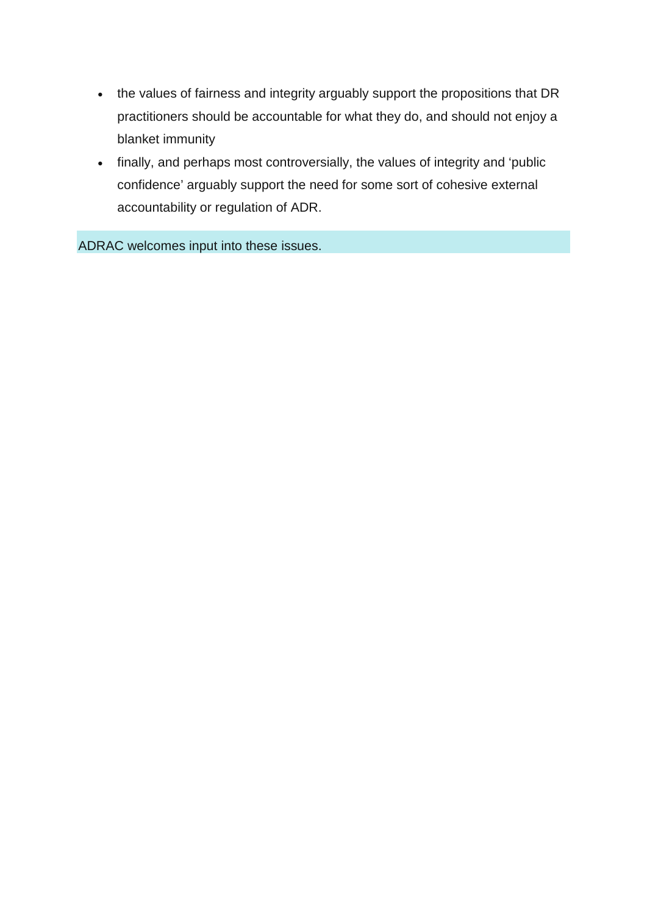- the values of fairness and integrity arguably support the propositions that DR practitioners should be accountable for what they do, and should not enjoy a blanket immunity
- finally, and perhaps most controversially, the values of integrity and 'public confidence' arguably support the need for some sort of cohesive external accountability or regulation of ADR.

ADRAC welcomes input into these issues.